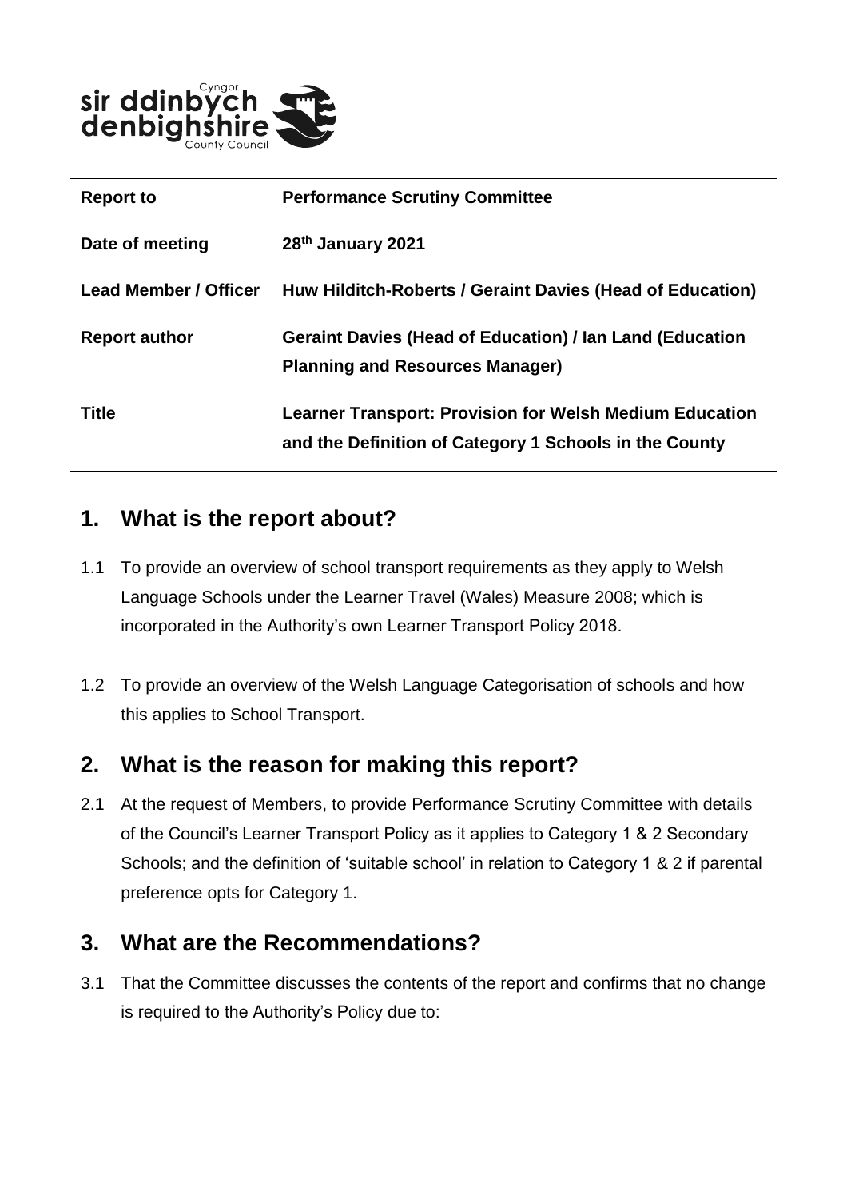| Report to | Performance Scrutiny Committee |
|---|---|
| Date of meeting | 28th January 2021 |
| Lead Member / Officer | Huw Hilditch-Roberts / Geraint Davies (Head of Education) |
| Report author | Geraint Davies (Head of Education) / Ian Land (Education Planning and Resources Manager) |
| Title | Learner Transport: Provision for Welsh Medium Education and the Definition of Category 1 Schools in the County |

## 1. What is the report about?

1.1 To provide an overview of school transport requirements as they apply to Welsh Language Schools under the Learner Travel (Wales) Measure 2008; which is incorporated in the Authority's own Learner Transport Policy 2018.

1.2 To provide an overview of the Welsh Language Categorisation of schools and how this applies to School Transport.

## 2. What is the reason for making this report?

2.1 At the request of Members, to provide Performance Scrutiny Committee with details of the Council's Learner Transport Policy as it applies to Category 1 & 2 Secondary Schools; and the definition of 'suitable school' in relation to Category 1 & 2 if parental preference opts for Category 1.

## 3. What are the Recommendations?

3.1 That the Committee discusses the contents of the report and confirms that no change is required to the Authority's Policy due to: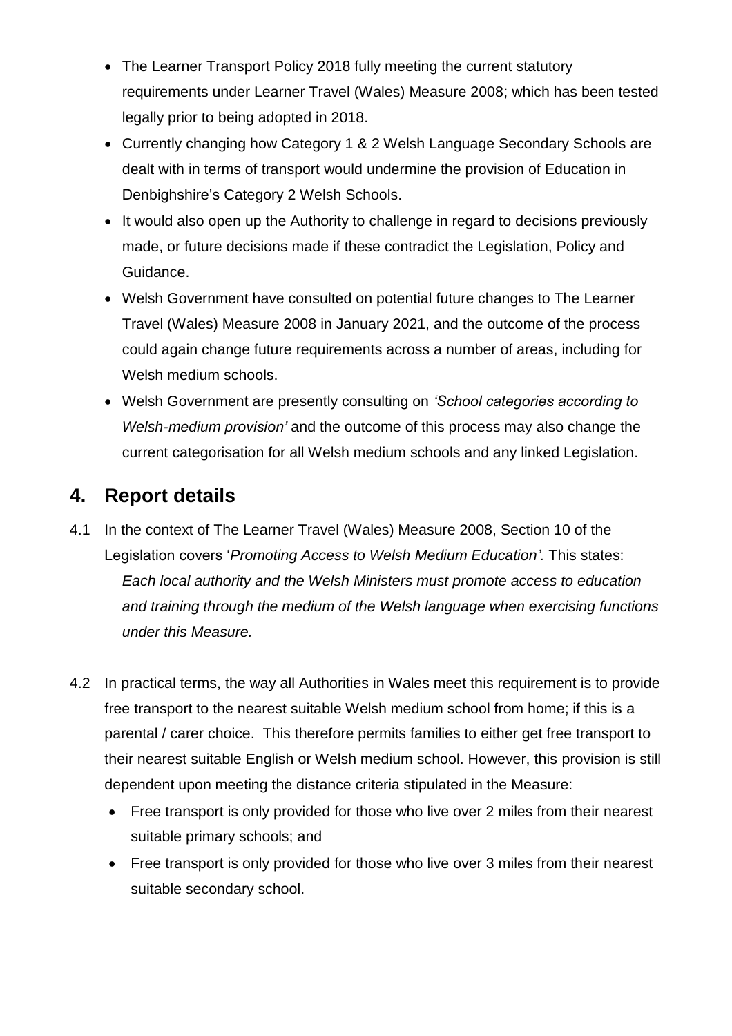- The Learner Transport Policy 2018 fully meeting the current statutory requirements under Learner Travel (Wales) Measure 2008; which has been tested legally prior to being adopted in 2018.
- Currently changing how Category 1 & 2 Welsh Language Secondary Schools are dealt with in terms of transport would undermine the provision of Education in Denbighshire's Category 2 Welsh Schools.
- It would also open up the Authority to challenge in regard to decisions previously made, or future decisions made if these contradict the Legislation, Policy and Guidance.
- Welsh Government have consulted on potential future changes to The Learner Travel (Wales) Measure 2008 in January 2021, and the outcome of the process could again change future requirements across a number of areas, including for Welsh medium schools.
- Welsh Government are presently consulting on *'School categories according to Welsh-medium provision'* and the outcome of this process may also change the current categorisation for all Welsh medium schools and any linked Legislation.

## 4. Report details

4.1 In the context of The Learner Travel (Wales) Measure 2008, Section 10 of the Legislation covers '*Promoting Access to Welsh Medium Education'.* This states: *Each local authority and the Welsh Ministers must promote access to education and training through the medium of the Welsh language when exercising functions under this Measure.*

4.2 In practical terms, the way all Authorities in Wales meet this requirement is to provide free transport to the nearest suitable Welsh medium school from home; if this is a parental / carer choice. This therefore permits families to either get free transport to their nearest suitable English or Welsh medium school. However, this provision is still dependent upon meeting the distance criteria stipulated in the Measure:

- Free transport is only provided for those who live over 2 miles from their nearest suitable primary schools; and
- Free transport is only provided for those who live over 3 miles from their nearest suitable secondary school.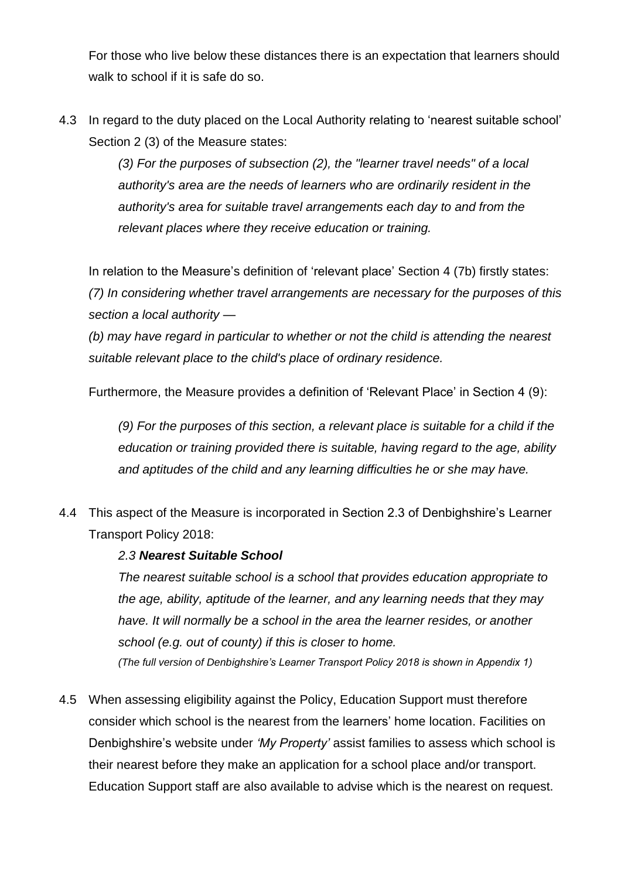For those who live below these distances there is an expectation that learners should walk to school if it is safe do so.

4.3 In regard to the duty placed on the Local Authority relating to 'nearest suitable school' Section 2 (3) of the Measure states:

> *(3) For the purposes of subsection (2), the "learner travel needs" of a local authority's area are the needs of learners who are ordinarily resident in the authority's area for suitable travel arrangements each day to and from the relevant places where they receive education or training.*

In relation to the Measure's definition of 'relevant place' Section 4 (7b) firstly states:
*(7) In considering whether travel arrangements are necessary for the purposes of this section a local authority —*

*(b) may have regard in particular to whether or not the child is attending the nearest suitable relevant place to the child's place of ordinary residence.*

Furthermore, the Measure provides a definition of 'Relevant Place' in Section 4 (9):

> *(9) For the purposes of this section, a relevant place is suitable for a child if the education or training provided there is suitable, having regard to the age, ability and aptitudes of the child and any learning difficulties he or she may have.*

4.4 This aspect of the Measure is incorporated in Section 2.3 of Denbighshire's Learner Transport Policy 2018:

> *2.3* ***Nearest Suitable School***
>
> *The nearest suitable school is a school that provides education appropriate to the age, ability, aptitude of the learner, and any learning needs that they may have. It will normally be a school in the area the learner resides, or another school (e.g. out of county) if this is closer to home.*
>
> *(The full version of Denbighshire's Learner Transport Policy 2018 is shown in Appendix 1)*

4.5 When assessing eligibility against the Policy, Education Support must therefore consider which school is the nearest from the learners' home location. Facilities on Denbighshire's website under *'My Property'* assist families to assess which school is their nearest before they make an application for a school place and/or transport. Education Support staff are also available to advise which is the nearest on request.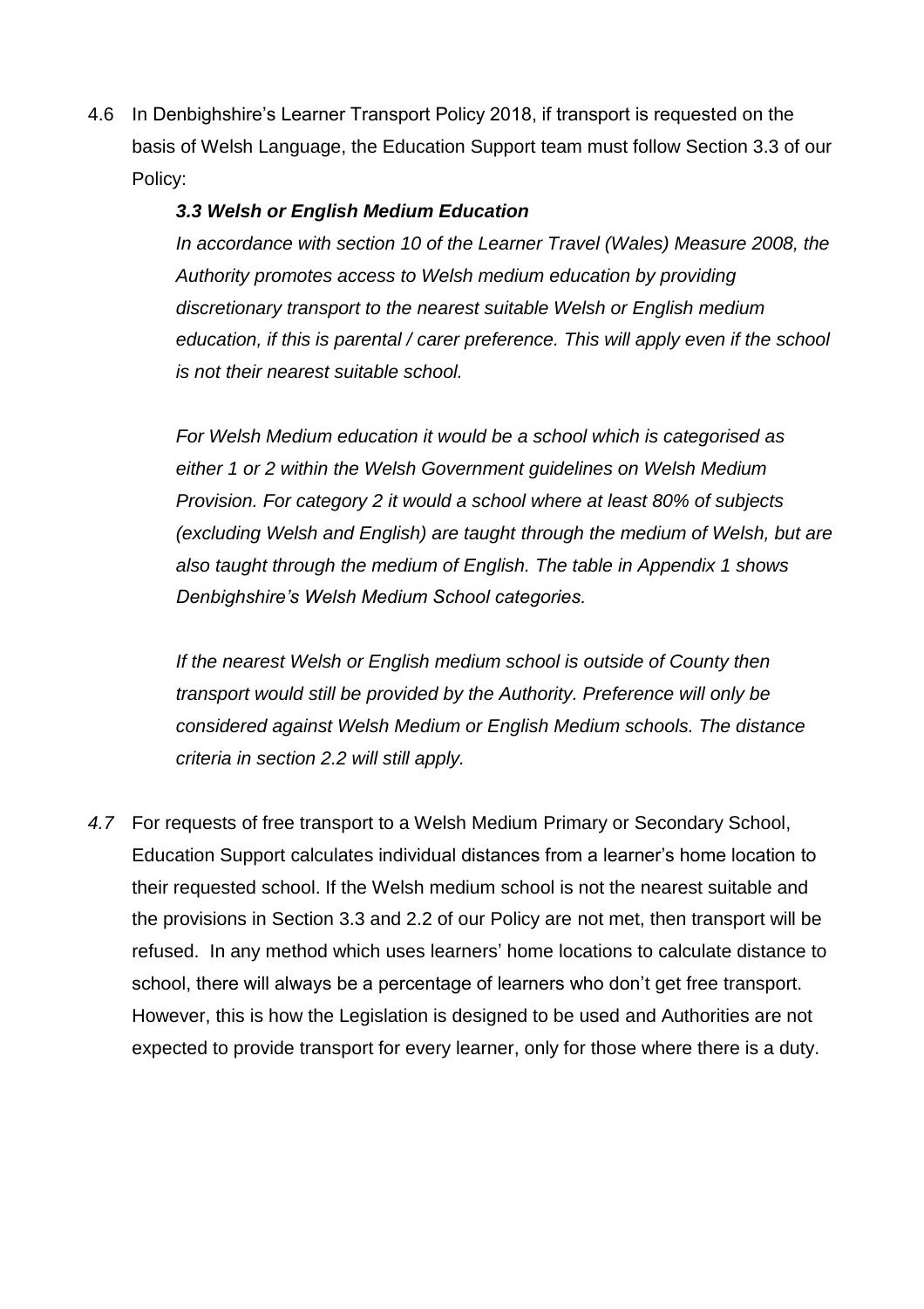4.6 In Denbighshire's Learner Transport Policy 2018, if transport is requested on the basis of Welsh Language, the Education Support team must follow Section 3.3 of our Policy:

> ***3.3 Welsh or English Medium Education***
>
> *In accordance with section 10 of the Learner Travel (Wales) Measure 2008, the Authority promotes access to Welsh medium education by providing discretionary transport to the nearest suitable Welsh or English medium education, if this is parental / carer preference. This will apply even if the school is not their nearest suitable school.*
>
> *For Welsh Medium education it would be a school which is categorised as either 1 or 2 within the Welsh Government guidelines on Welsh Medium Provision. For category 2 it would a school where at least 80% of subjects (excluding Welsh and English) are taught through the medium of Welsh, but are also taught through the medium of English. The table in Appendix 1 shows Denbighshire's Welsh Medium School categories.*
>
> *If the nearest Welsh or English medium school is outside of County then transport would still be provided by the Authority. Preference will only be considered against Welsh Medium or English Medium schools. The distance criteria in section 2.2 will still apply.*

*4.7* For requests of free transport to a Welsh Medium Primary or Secondary School, Education Support calculates individual distances from a learner's home location to their requested school. If the Welsh medium school is not the nearest suitable and the provisions in Section 3.3 and 2.2 of our Policy are not met, then transport will be refused. In any method which uses learners' home locations to calculate distance to school, there will always be a percentage of learners who don't get free transport. However, this is how the Legislation is designed to be used and Authorities are not expected to provide transport for every learner, only for those where there is a duty.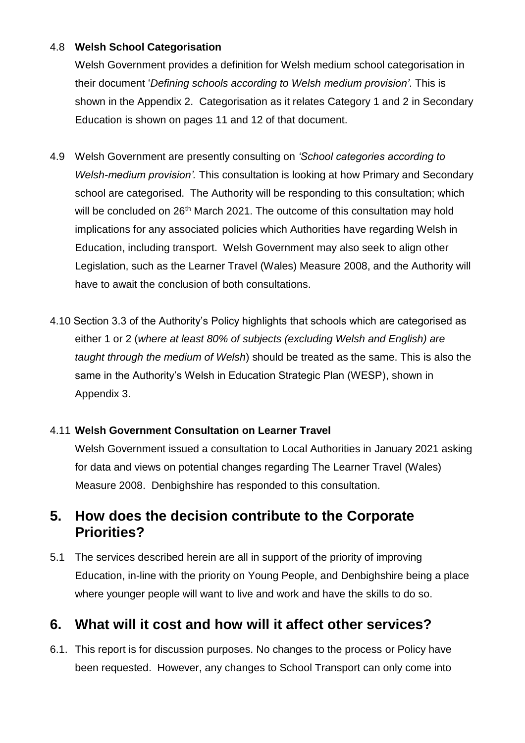4.8 **Welsh School Categorisation**

Welsh Government provides a definition for Welsh medium school categorisation in their document '*Defining schools according to Welsh medium provision'*. This is shown in the Appendix 2. Categorisation as it relates Category 1 and 2 in Secondary Education is shown on pages 11 and 12 of that document.

4.9 Welsh Government are presently consulting on *'School categories according to Welsh-medium provision'.* This consultation is looking at how Primary and Secondary school are categorised. The Authority will be responding to this consultation; which will be concluded on 26th March 2021. The outcome of this consultation may hold implications for any associated policies which Authorities have regarding Welsh in Education, including transport. Welsh Government may also seek to align other Legislation, such as the Learner Travel (Wales) Measure 2008, and the Authority will have to await the conclusion of both consultations.

4.10 Section 3.3 of the Authority's Policy highlights that schools which are categorised as either 1 or 2 (*where at least 80% of subjects (excluding Welsh and English) are taught through the medium of Welsh*) should be treated as the same. This is also the same in the Authority's Welsh in Education Strategic Plan (WESP), shown in Appendix 3.

4.11 **Welsh Government Consultation on Learner Travel**

Welsh Government issued a consultation to Local Authorities in January 2021 asking for data and views on potential changes regarding The Learner Travel (Wales) Measure 2008. Denbighshire has responded to this consultation.

## 5. How does the decision contribute to the Corporate Priorities?

5.1 The services described herein are all in support of the priority of improving Education, in-line with the priority on Young People, and Denbighshire being a place where younger people will want to live and work and have the skills to do so.

## 6. What will it cost and how will it affect other services?

6.1. This report is for discussion purposes. No changes to the process or Policy have been requested. However, any changes to School Transport can only come into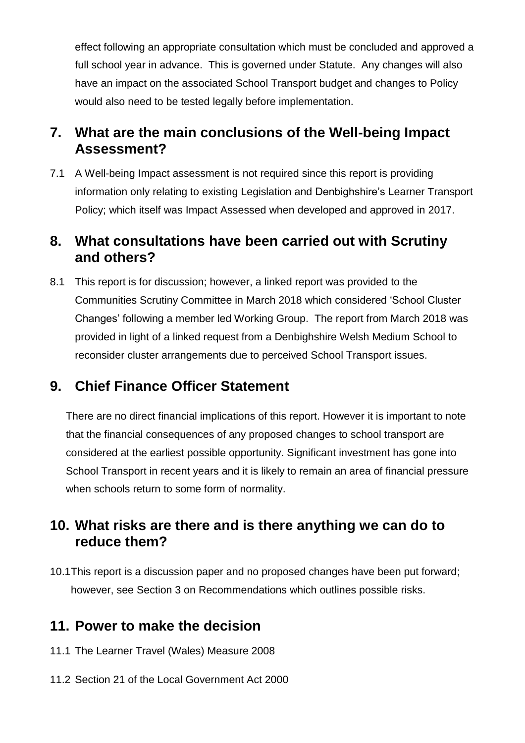effect following an appropriate consultation which must be concluded and approved a full school year in advance. This is governed under Statute. Any changes will also have an impact on the associated School Transport budget and changes to Policy would also need to be tested legally before implementation.

## 7. What are the main conclusions of the Well-being Impact Assessment?

7.1 A Well-being Impact assessment is not required since this report is providing information only relating to existing Legislation and Denbighshire's Learner Transport Policy; which itself was Impact Assessed when developed and approved in 2017.

## 8. What consultations have been carried out with Scrutiny and others?

8.1 This report is for discussion; however, a linked report was provided to the Communities Scrutiny Committee in March 2018 which considered 'School Cluster Changes' following a member led Working Group. The report from March 2018 was provided in light of a linked request from a Denbighshire Welsh Medium School to reconsider cluster arrangements due to perceived School Transport issues.

## 9. Chief Finance Officer Statement

There are no direct financial implications of this report. However it is important to note that the financial consequences of any proposed changes to school transport are considered at the earliest possible opportunity. Significant investment has gone into School Transport in recent years and it is likely to remain an area of financial pressure when schools return to some form of normality.

## 10. What risks are there and is there anything we can do to reduce them?

10.1 This report is a discussion paper and no proposed changes have been put forward; however, see Section 3 on Recommendations which outlines possible risks.

## 11. Power to make the decision

11.1 The Learner Travel (Wales) Measure 2008

11.2 Section 21 of the Local Government Act 2000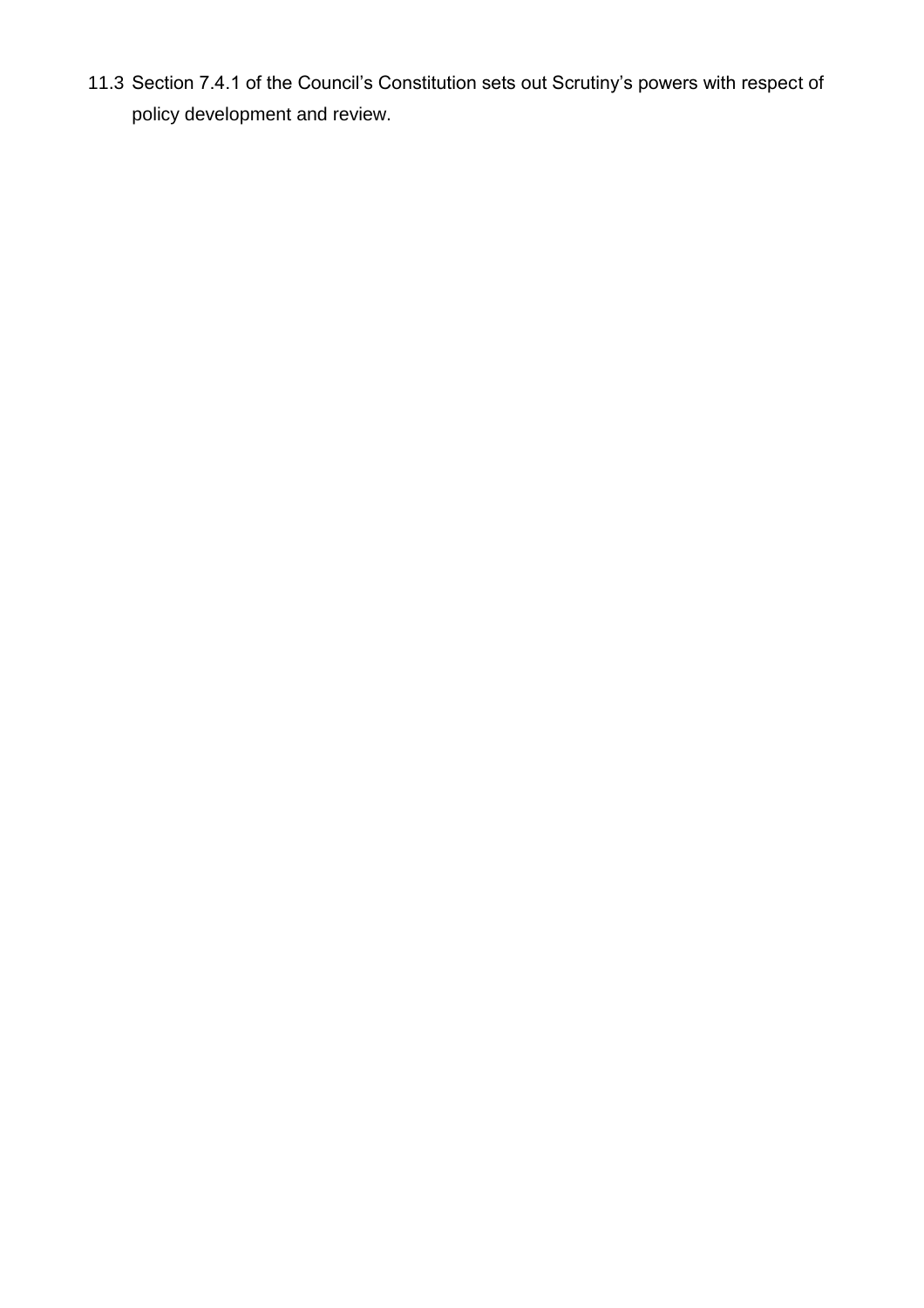11.3 Section 7.4.1 of the Council's Constitution sets out Scrutiny's powers with respect of policy development and review.